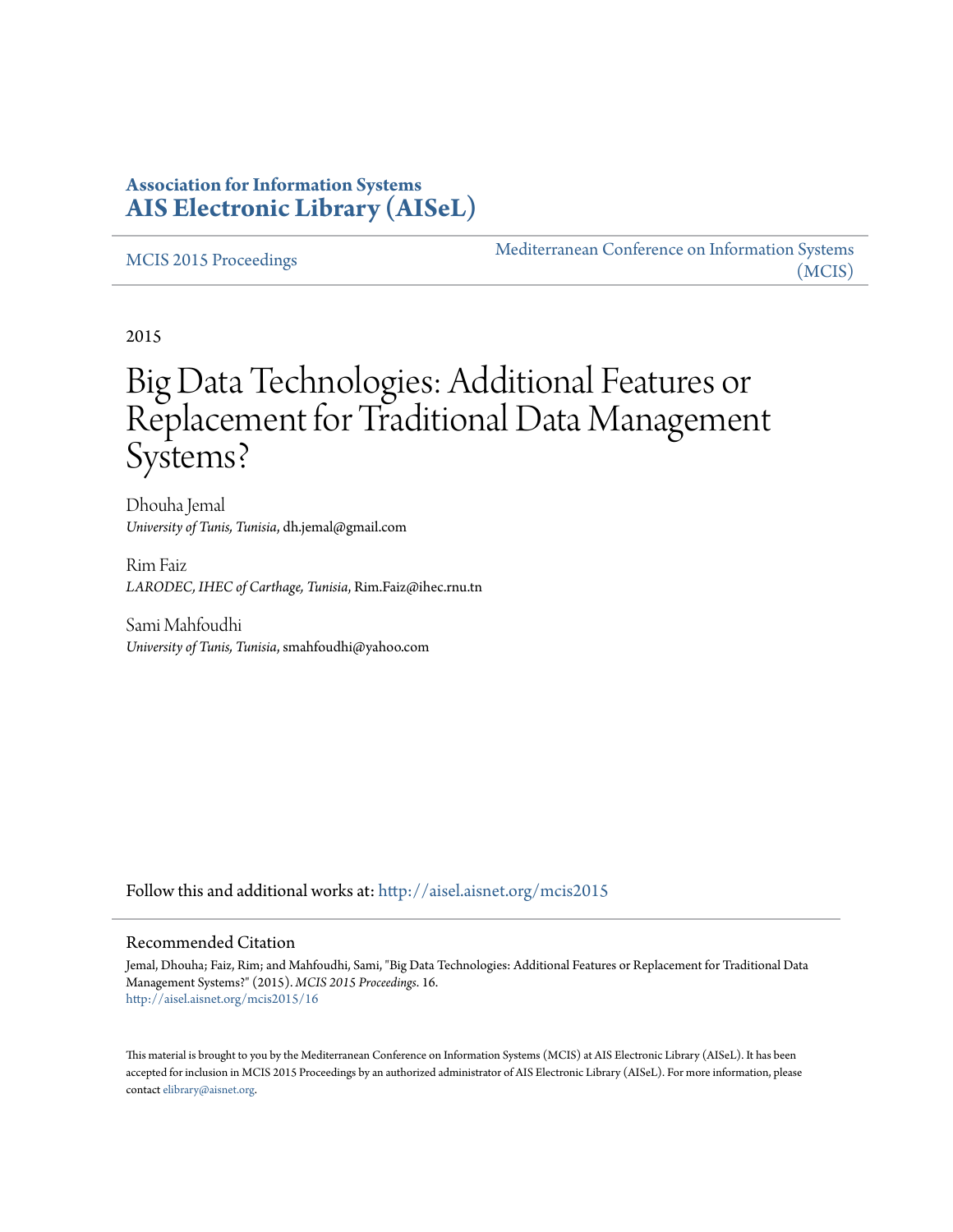**Association for Information Systems**
**AIS Electronic Library (AISeL)**

MCIS 2015 Proceedings | Mediterranean Conference on Information Systems (MCIS)

2015

# Big Data Technologies: Additional Features or Replacement for Traditional Data Management Systems?

Dhouha Jemal
*University of Tunis, Tunisia*, dh.jemal@gmail.com

Rim Faiz
*LARODEC, IHEC of Carthage, Tunisia*, Rim.Faiz@ihec.rnu.tn

Sami Mahfoudhi
*University of Tunis, Tunisia*, smahfoudhi@yahoo.com

Follow this and additional works at: http://aisel.aisnet.org/mcis2015

## Recommended Citation

Jemal, Dhouha; Faiz, Rim; and Mahfoudhi, Sami, "Big Data Technologies: Additional Features or Replacement for Traditional Data Management Systems?" (2015). *MCIS 2015 Proceedings*. 16.
http://aisel.aisnet.org/mcis2015/16

This material is brought to you by the Mediterranean Conference on Information Systems (MCIS) at AIS Electronic Library (AISeL). It has been accepted for inclusion in MCIS 2015 Proceedings by an authorized administrator of AIS Electronic Library (AISeL). For more information, please contact elibrary@aisnet.org.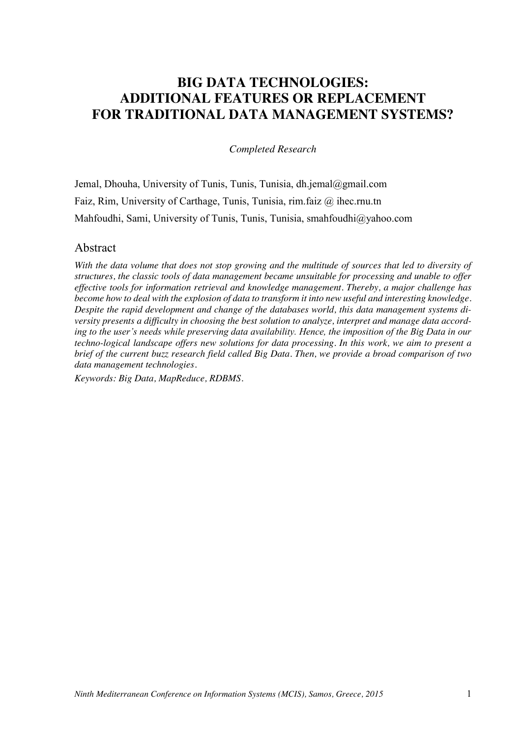# BIG DATA TECHNOLOGIES: ADDITIONAL FEATURES OR REPLACEMENT FOR TRADITIONAL DATA MANAGEMENT SYSTEMS?

*Completed Research*

Jemal, Dhouha, University of Tunis, Tunis, Tunisia, dh.jemal@gmail.com

Faiz, Rim, University of Carthage, Tunis, Tunisia, rim.faiz @ ihec.rnu.tn

Mahfoudhi, Sami, University of Tunis, Tunis, Tunisia, smahfoudhi@yahoo.com

## Abstract

*With the data volume that does not stop growing and the multitude of sources that led to diversity of structures, the classic tools of data management became unsuitable for processing and unable to offer effective tools for information retrieval and knowledge management. Thereby, a major challenge has become how to deal with the explosion of data to transform it into new useful and interesting knowledge. Despite the rapid development and change of the databases world, this data management systems diversity presents a difficulty in choosing the best solution to analyze, interpret and manage data according to the user's needs while preserving data availability. Hence, the imposition of the Big Data in our techno-logical landscape offers new solutions for data processing. In this work, we aim to present a brief of the current buzz research field called Big Data. Then, we provide a broad comparison of two data management technologies.*

*Keywords: Big Data, MapReduce, RDBMS.*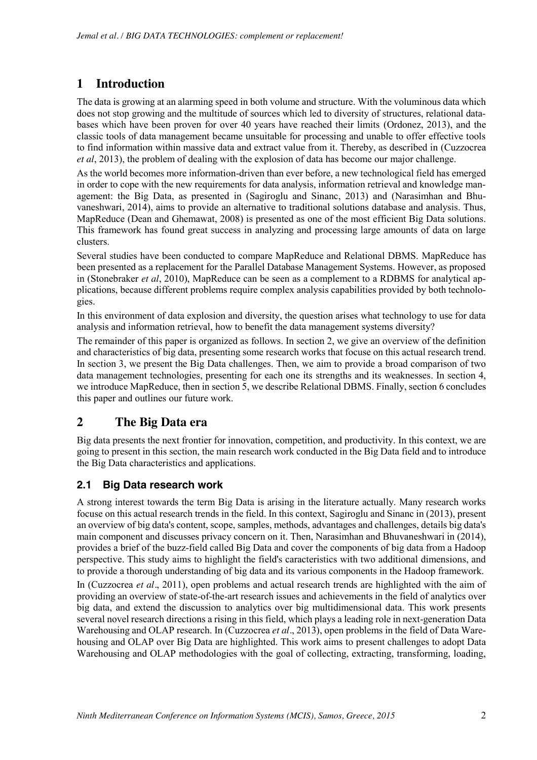# 1 Introduction

The data is growing at an alarming speed in both volume and structure. With the voluminous data which does not stop growing and the multitude of sources which led to diversity of structures, relational databases which have been proven for over 40 years have reached their limits (Ordonez, 2013), and the classic tools of data management became unsuitable for processing and unable to offer effective tools to find information within massive data and extract value from it. Thereby, as described in (Cuzzocrea *et al*, 2013), the problem of dealing with the explosion of data has become our major challenge.

As the world becomes more information-driven than ever before, a new technological field has emerged in order to cope with the new requirements for data analysis, information retrieval and knowledge management: the Big Data, as presented in (Sagiroglu and Sinanc, 2013) and (Narasimhan and Bhuvaneshwari, 2014), aims to provide an alternative to traditional solutions database and analysis. Thus, MapReduce (Dean and Ghemawat, 2008) is presented as one of the most efficient Big Data solutions. This framework has found great success in analyzing and processing large amounts of data on large clusters.

Several studies have been conducted to compare MapReduce and Relational DBMS. MapReduce has been presented as a replacement for the Parallel Database Management Systems. However, as proposed in (Stonebraker *et al*, 2010), MapReduce can be seen as a complement to a RDBMS for analytical applications, because different problems require complex analysis capabilities provided by both technologies.

In this environment of data explosion and diversity, the question arises what technology to use for data analysis and information retrieval, how to benefit the data management systems diversity?

The remainder of this paper is organized as follows. In section 2, we give an overview of the definition and characteristics of big data, presenting some research works that focus on this actual research trend. In section 3, we present the Big Data challenges. Then, we aim to provide a broad comparison of two data management technologies, presenting for each one its strengths and its weaknesses. In section 4, we introduce MapReduce, then in section 5, we describe Relational DBMS. Finally, section 6 concludes this paper and outlines our future work.

# 2 The Big Data era

Big data presents the next frontier for innovation, competition, and productivity. In this context, we are going to present in this section, the main research work conducted in the Big Data field and to introduce the Big Data characteristics and applications.

## 2.1 Big Data research work

A strong interest towards the term Big Data is arising in the literature actually. Many research works focus on this actual research trends in the field. In this context, Sagiroglu and Sinanc in (2013), present an overview of big data's content, scope, samples, methods, advantages and challenges, details big data's main component and discusses privacy concern on it. Then, Narasimhan and Bhuvaneshwari in (2014), provides a brief of the buzz-field called Big Data and cover the components of big data from a Hadoop perspective. This study aims to highlight the field's caracteristics with two additional dimensions, and to provide a thorough understanding of big data and its various components in the Hadoop framework.

In (Cuzzocrea *et al*., 2011), open problems and actual research trends are highlighted with the aim of providing an overview of state-of-the-art research issues and achievements in the field of analytics over big data, and extend the discussion to analytics over big multidimensional data. This work presents several novel research directions a rising in this field, which plays a leading role in next-generation Data Warehousing and OLAP research. In (Cuzzocrea *et al*., 2013), open problems in the field of Data Warehousing and OLAP over Big Data are highlighted. This work aims to present challenges to adopt Data Warehousing and OLAP methodologies with the goal of collecting, extracting, transforming, loading,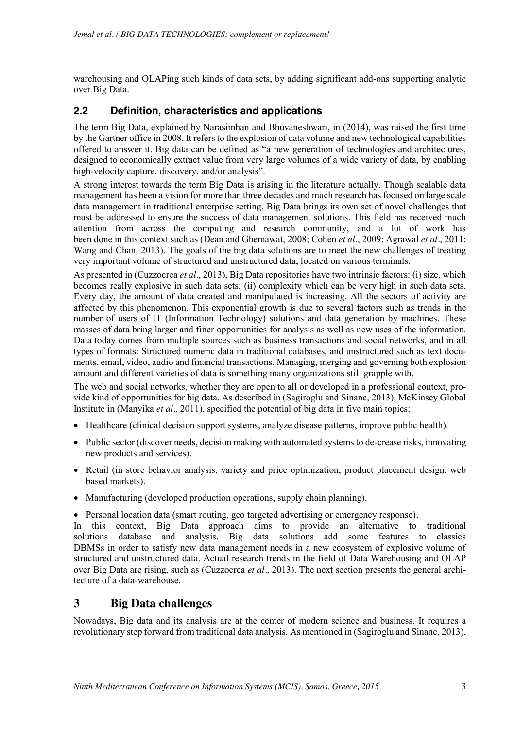warehousing and OLAPing such kinds of data sets, by adding significant add-ons supporting analytic over Big Data.

## 2.2 Definition, characteristics and applications

The term Big Data, explained by Narasimhan and Bhuvaneshwari, in (2014), was raised the first time by the Gartner office in 2008. It refers to the explosion of data volume and new technological capabilities offered to answer it. Big data can be defined as "a new generation of technologies and architectures, designed to economically extract value from very large volumes of a wide variety of data, by enabling high-velocity capture, discovery, and/or analysis".

A strong interest towards the term Big Data is arising in the literature actually. Though scalable data management has been a vision for more than three decades and much research has focused on large scale data management in traditional enterprise setting, Big Data brings its own set of novel challenges that must be addressed to ensure the success of data management solutions. This field has received much attention from across the computing and research community, and a lot of work has been done in this context such as (Dean and Ghemawat, 2008; Cohen *et al*., 2009; Agrawal *et al*., 2011; Wang and Chan, 2013). The goals of the big data solutions are to meet the new challenges of treating very important volume of structured and unstructured data, located on various terminals.

As presented in (Cuzzocrea *et al*., 2013), Big Data repositories have two intrinsic factors: (i) size, which becomes really explosive in such data sets; (ii) complexity which can be very high in such data sets. Every day, the amount of data created and manipulated is increasing. All the sectors of activity are affected by this phenomenon. This exponential growth is due to several factors such as trends in the number of users of IT (Information Technology) solutions and data generation by machines. These masses of data bring larger and finer opportunities for analysis as well as new uses of the information. Data today comes from multiple sources such as business transactions and social networks, and in all types of formats: Structured numeric data in traditional databases, and unstructured such as text documents, email, video, audio and financial transactions. Managing, merging and governing both explosion amount and different varieties of data is something many organizations still grapple with.

The web and social networks, whether they are open to all or developed in a professional context, provide kind of opportunities for big data. As described in (Sagiroglu and Sinanc, 2013), McKinsey Global Institute in (Manyika *et al*., 2011), specified the potential of big data in five main topics:

- Healthcare (clinical decision support systems, analyze disease patterns, improve public health).
- Public sector (discover needs, decision making with automated systems to de-crease risks, innovating new products and services).
- Retail (in store behavior analysis, variety and price optimization, product placement design, web based markets).
- Manufacturing (developed production operations, supply chain planning).
- Personal location data (smart routing, geo targeted advertising or emergency response).

In this context, Big Data approach aims to provide an alternative to traditional solutions database and analysis. Big data solutions add some features to classics DBMSs in order to satisfy new data management needs in a new ecosystem of explosive volume of structured and unstructured data. Actual research trends in the field of Data Warehousing and OLAP over Big Data are rising, such as (Cuzzocrea *et al*., 2013). The next section presents the general architecture of a data-warehouse.

# 3 Big Data challenges

Nowadays, Big data and its analysis are at the center of modern science and business. It requires a revolutionary step forward from traditional data analysis. As mentioned in (Sagiroglu and Sinanc, 2013),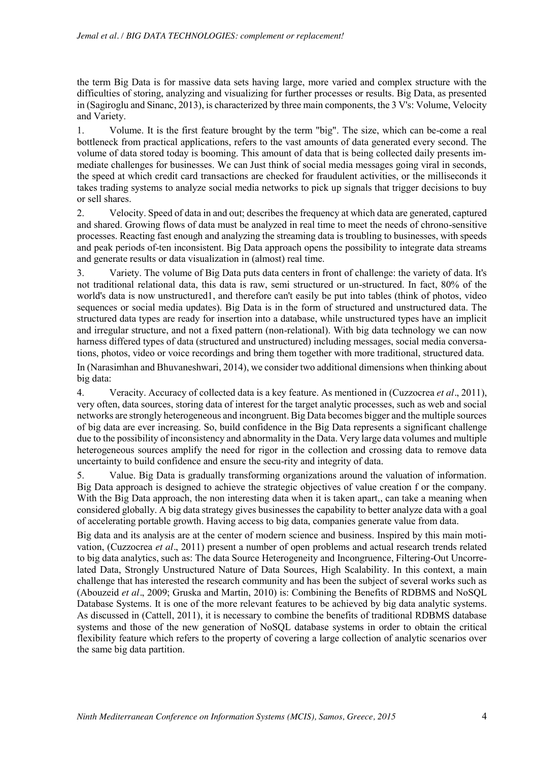the term Big Data is for massive data sets having large, more varied and complex structure with the difficulties of storing, analyzing and visualizing for further processes or results. Big Data, as presented in (Sagiroglu and Sinanc, 2013), is characterized by three main components, the 3 V's: Volume, Velocity and Variety.

1. Volume. It is the first feature brought by the term "big". The size, which can be-come a real bottleneck from practical applications, refers to the vast amounts of data generated every second. The volume of data stored today is booming. This amount of data that is being collected daily presents im-mediate challenges for businesses. We can Just think of social media messages going viral in seconds, the speed at which credit card transactions are checked for fraudulent activities, or the milliseconds it takes trading systems to analyze social media networks to pick up signals that trigger decisions to buy or sell shares.

2. Velocity. Speed of data in and out; describes the frequency at which data are generated, captured and shared. Growing flows of data must be analyzed in real time to meet the needs of chrono-sensitive processes. Reacting fast enough and analyzing the streaming data is troubling to businesses, with speeds and peak periods of-ten inconsistent. Big Data approach opens the possibility to integrate data streams and generate results or data visualization in (almost) real time.

3. Variety. The volume of Big Data puts data centers in front of challenge: the variety of data. It's not traditional relational data, this data is raw, semi structured or un-structured. In fact, 80% of the world's data is now unstructured1, and therefore can't easily be put into tables (think of photos, video sequences or social media updates). Big Data is in the form of structured and unstructured data. The structured data types are ready for insertion into a database, while unstructured types have an implicit and irregular structure, and not a fixed pattern (non-relational). With big data technology we can now harness differed types of data (structured and unstructured) including messages, social media conversa-tions, photos, video or voice recordings and bring them together with more traditional, structured data.

In (Narasimhan and Bhuvaneshwari, 2014), we consider two additional dimensions when thinking about big data:

4. Veracity. Accuracy of collected data is a key feature. As mentioned in (Cuzzocrea *et al*., 2011), very often, data sources, storing data of interest for the target analytic processes, such as web and social networks are strongly heterogeneous and incongruent. Big Data becomes bigger and the multiple sources of big data are ever increasing. So, build confidence in the Big Data represents a significant challenge due to the possibility of inconsistency and abnormality in the Data. Very large data volumes and multiple heterogeneous sources amplify the need for rigor in the collection and crossing data to remove data uncertainty to build confidence and ensure the secu-rity and integrity of data.

5. Value. Big Data is gradually transforming organizations around the valuation of information. Big Data approach is designed to achieve the strategic objectives of value creation f or the company. With the Big Data approach, the non interesting data when it is taken apart,, can take a meaning when considered globally. A big data strategy gives businesses the capability to better analyze data with a goal of accelerating portable growth. Having access to big data, companies generate value from data.

Big data and its analysis are at the center of modern science and business. Inspired by this main motivation, (Cuzzocrea *et al*., 2011) present a number of open problems and actual research trends related to big data analytics, such as: The data Source Heterogeneity and Incongruence, Filtering-Out Uncorrelated Data, Strongly Unstructured Nature of Data Sources, High Scalability. In this context, a main challenge that has interested the research community and has been the subject of several works such as (Abouzeid *et al*., 2009; Gruska and Martin, 2010) is: Combining the Benefits of RDBMS and NoSQL Database Systems. It is one of the more relevant features to be achieved by big data analytic systems. As discussed in (Cattell, 2011), it is necessary to combine the benefits of traditional RDBMS database systems and those of the new generation of NoSQL database systems in order to obtain the critical flexibility feature which refers to the property of covering a large collection of analytic scenarios over the same big data partition.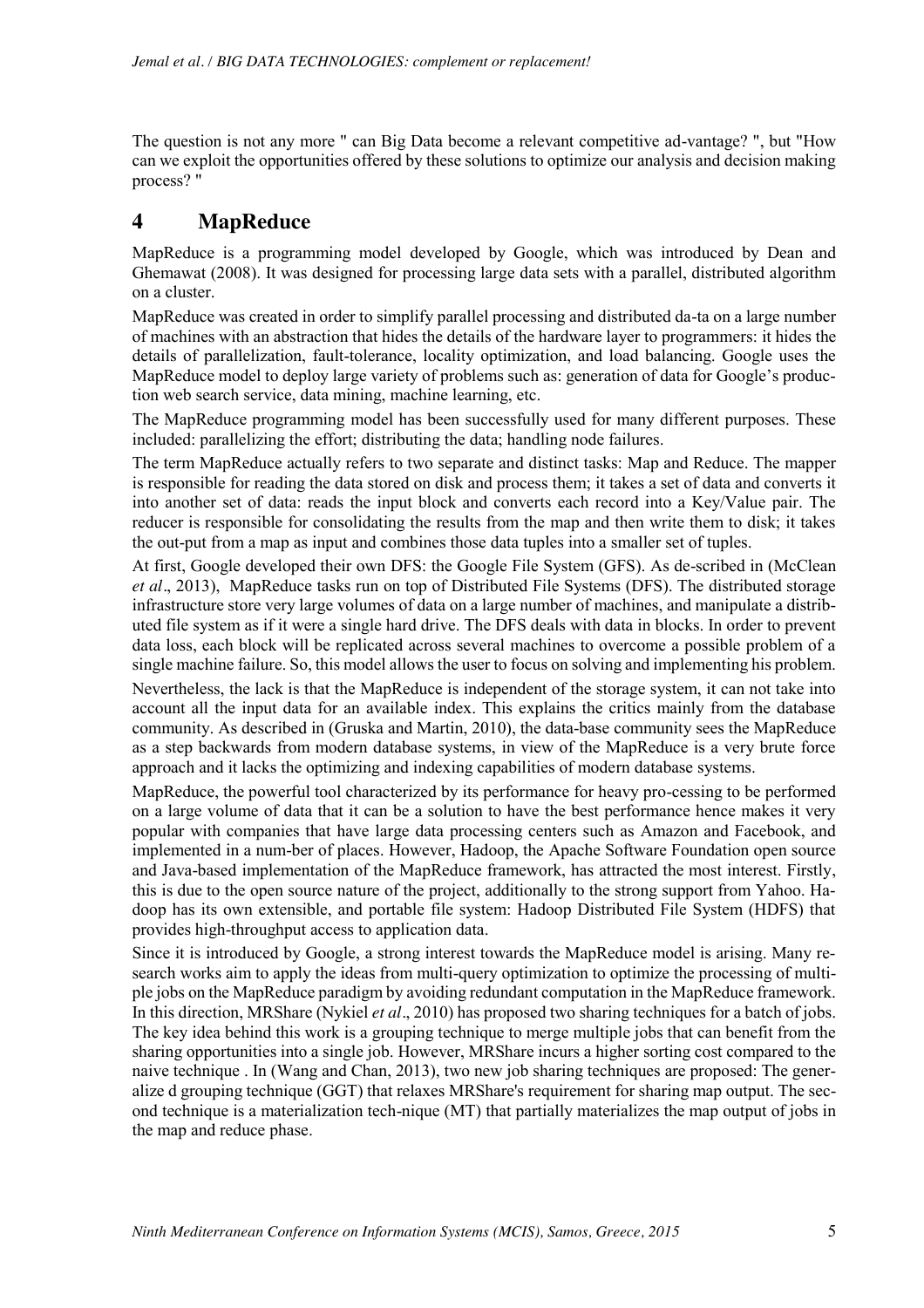The question is not any more " can Big Data become a relevant competitive ad-vantage? ", but "How can we exploit the opportunities offered by these solutions to optimize our analysis and decision making process? "

# 4 MapReduce

MapReduce is a programming model developed by Google, which was introduced by Dean and Ghemawat (2008). It was designed for processing large data sets with a parallel, distributed algorithm on a cluster.

MapReduce was created in order to simplify parallel processing and distributed da-ta on a large number of machines with an abstraction that hides the details of the hardware layer to programmers: it hides the details of parallelization, fault-tolerance, locality optimization, and load balancing. Google uses the MapReduce model to deploy large variety of problems such as: generation of data for Google's produc-tion web search service, data mining, machine learning, etc.

The MapReduce programming model has been successfully used for many different purposes. These included: parallelizing the effort; distributing the data; handling node failures.

The term MapReduce actually refers to two separate and distinct tasks: Map and Reduce. The mapper is responsible for reading the data stored on disk and process them; it takes a set of data and converts it into another set of data: reads the input block and converts each record into a Key/Value pair. The reducer is responsible for consolidating the results from the map and then write them to disk; it takes the out-put from a map as input and combines those data tuples into a smaller set of tuples.

At first, Google developed their own DFS: the Google File System (GFS). As de-scribed in (McClean *et al*., 2013), MapReduce tasks run on top of Distributed File Systems (DFS). The distributed storage infrastructure store very large volumes of data on a large number of machines, and manipulate a distributed file system as if it were a single hard drive. The DFS deals with data in blocks. In order to prevent data loss, each block will be replicated across several machines to overcome a possible problem of a single machine failure. So, this model allows the user to focus on solving and implementing his problem.

Nevertheless, the lack is that the MapReduce is independent of the storage system, it can not take into account all the input data for an available index. This explains the critics mainly from the database community. As described in (Gruska and Martin, 2010), the data-base community sees the MapReduce as a step backwards from modern database systems, in view of the MapReduce is a very brute force approach and it lacks the optimizing and indexing capabilities of modern database systems.

MapReduce, the powerful tool characterized by its performance for heavy pro-cessing to be performed on a large volume of data that it can be a solution to have the best performance hence makes it very popular with companies that have large data processing centers such as Amazon and Facebook, and implemented in a num-ber of places. However, Hadoop, the Apache Software Foundation open source and Java-based implementation of the MapReduce framework, has attracted the most interest. Firstly, this is due to the open source nature of the project, additionally to the strong support from Yahoo. Hadoop has its own extensible, and portable file system: Hadoop Distributed File System (HDFS) that provides high-throughput access to application data.

Since it is introduced by Google, a strong interest towards the MapReduce model is arising. Many research works aim to apply the ideas from multi-query optimization to optimize the processing of multiple jobs on the MapReduce paradigm by avoiding redundant computation in the MapReduce framework. In this direction, MRShare (Nykiel *et al*., 2010) has proposed two sharing techniques for a batch of jobs. The key idea behind this work is a grouping technique to merge multiple jobs that can benefit from the sharing opportunities into a single job. However, MRShare incurs a higher sorting cost compared to the naive technique . In (Wang and Chan, 2013), two new job sharing techniques are proposed: The generalize d grouping technique (GGT) that relaxes MRShare's requirement for sharing map output. The second technique is a materialization tech-nique (MT) that partially materializes the map output of jobs in the map and reduce phase.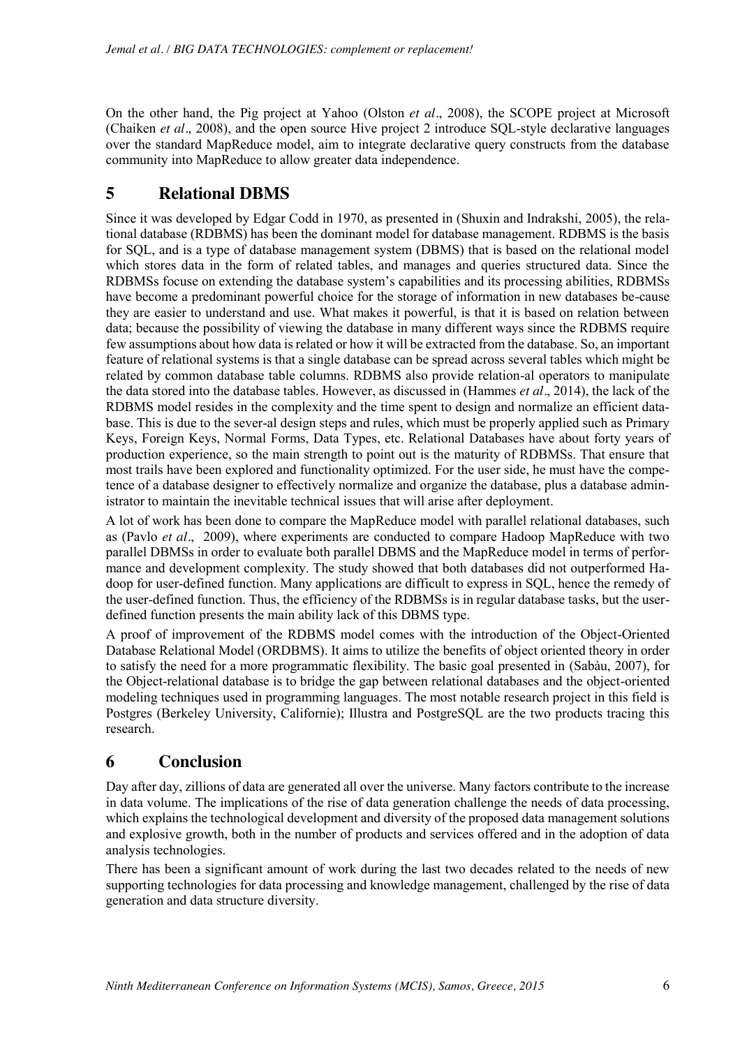On the other hand, the Pig project at Yahoo (Olston *et al*., 2008), the SCOPE project at Microsoft (Chaiken *et al*., 2008), and the open source Hive project 2 introduce SQL-style declarative languages over the standard MapReduce model, aim to integrate declarative query constructs from the database community into MapReduce to allow greater data independence.

## 5 Relational DBMS

Since it was developed by Edgar Codd in 1970, as presented in (Shuxin and Indrakshi, 2005), the relational database (RDBMS) has been the dominant model for database management. RDBMS is the basis for SQL, and is a type of database management system (DBMS) that is based on the relational model which stores data in the form of related tables, and manages and queries structured data. Since the RDBMSs focus on extending the database system's capabilities and its processing abilities, RDBMSs have become a predominant powerful choice for the storage of information in new databases be-cause they are easier to understand and use. What makes it powerful, is that it is based on relation between data; because the possibility of viewing the database in many different ways since the RDBMS require few assumptions about how data is related or how it will be extracted from the database. So, an important feature of relational systems is that a single database can be spread across several tables which might be related by common database table columns. RDBMS also provide relation-al operators to manipulate the data stored into the database tables. However, as discussed in (Hammes *et al*., 2014), the lack of the RDBMS model resides in the complexity and the time spent to design and normalize an efficient database. This is due to the sever-al design steps and rules, which must be properly applied such as Primary Keys, Foreign Keys, Normal Forms, Data Types, etc. Relational Databases have about forty years of production experience, so the main strength to point out is the maturity of RDBMSs. That ensure that most trails have been explored and functionality optimized. For the user side, he must have the competence of a database designer to effectively normalize and organize the database, plus a database administrator to maintain the inevitable technical issues that will arise after deployment.

A lot of work has been done to compare the MapReduce model with parallel relational databases, such as (Pavlo *et al*., 2009), where experiments are conducted to compare Hadoop MapReduce with two parallel DBMSs in order to evaluate both parallel DBMS and the MapReduce model in terms of performance and development complexity. The study showed that both databases did not outperformed Hadoop for user-defined function. Many applications are difficult to express in SQL, hence the remedy of the user-defined function. Thus, the efficiency of the RDBMSs is in regular database tasks, but the user-defined function presents the main ability lack of this DBMS type.

A proof of improvement of the RDBMS model comes with the introduction of the Object-Oriented Database Relational Model (ORDBMS). It aims to utilize the benefits of object oriented theory in order to satisfy the need for a more programmatic flexibility. The basic goal presented in (Sabàu, 2007), for the Object-relational database is to bridge the gap between relational databases and the object-oriented modeling techniques used in programming languages. The most notable research project in this field is Postgres (Berkeley University, Californie); Illustra and PostgreSQL are the two products tracing this research.

## 6 Conclusion

Day after day, zillions of data are generated all over the universe. Many factors contribute to the increase in data volume. The implications of the rise of data generation challenge the needs of data processing, which explains the technological development and diversity of the proposed data management solutions and explosive growth, both in the number of products and services offered and in the adoption of data analysis technologies.

There has been a significant amount of work during the last two decades related to the needs of new supporting technologies for data processing and knowledge management, challenged by the rise of data generation and data structure diversity.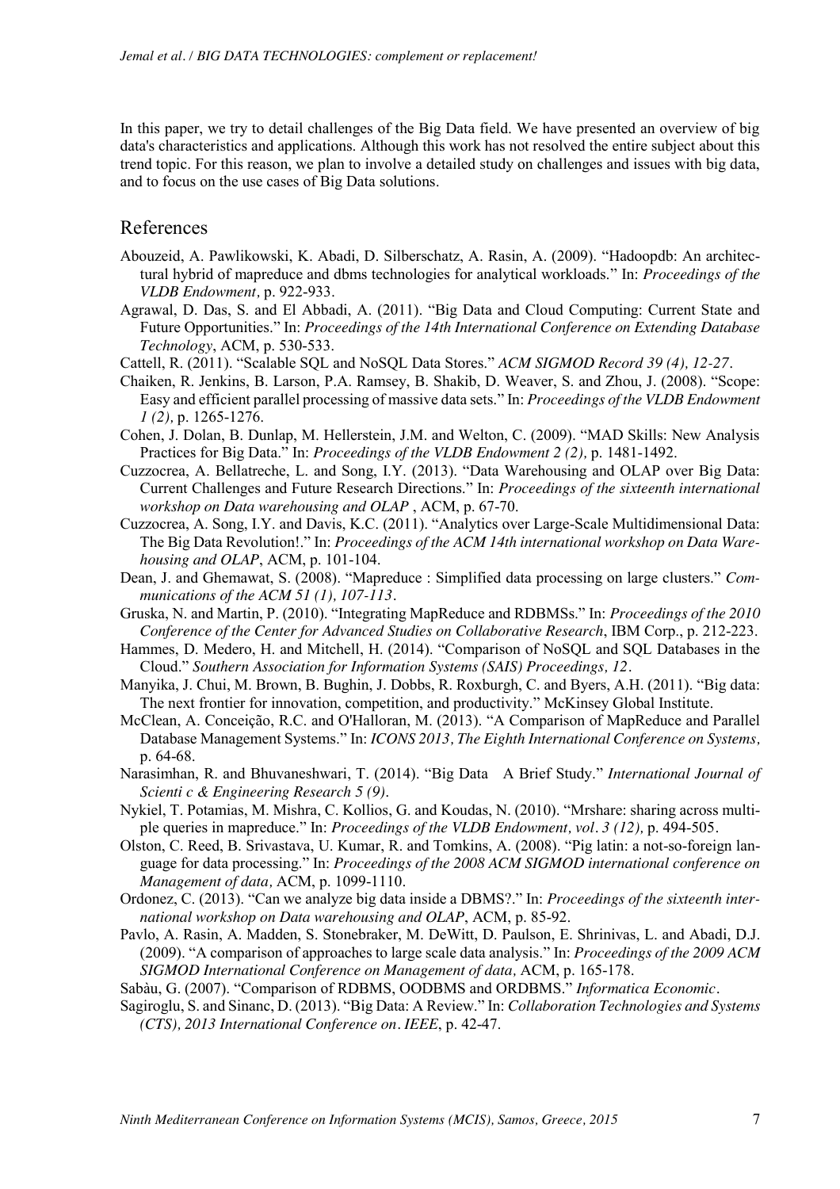In this paper, we try to detail challenges of the Big Data field. We have presented an overview of big data's characteristics and applications. Although this work has not resolved the entire subject about this trend topic. For this reason, we plan to involve a detailed study on challenges and issues with big data, and to focus on the use cases of Big Data solutions.

## References

Abouzeid, A. Pawlikowski, K. Abadi, D. Silberschatz, A. Rasin, A. (2009). "Hadoopdb: An architectural hybrid of mapreduce and dbms technologies for analytical workloads." In: *Proceedings of the VLDB Endowment*, p. 922-933.

Agrawal, D. Das, S. and El Abbadi, A. (2011). "Big Data and Cloud Computing: Current State and Future Opportunities." In: *Proceedings of the 14th International Conference on Extending Database Technology*, ACM, p. 530-533.

Cattell, R. (2011). "Scalable SQL and NoSQL Data Stores." *ACM SIGMOD Record 39 (4), 12-27*.

Chaiken, R. Jenkins, B. Larson, P.A. Ramsey, B. Shakib, D. Weaver, S. and Zhou, J. (2008). "Scope: Easy and efficient parallel processing of massive data sets." In: *Proceedings of the VLDB Endowment 1 (2)*, p. 1265-1276.

Cohen, J. Dolan, B. Dunlap, M. Hellerstein, J.M. and Welton, C. (2009). "MAD Skills: New Analysis Practices for Big Data." In: *Proceedings of the VLDB Endowment 2 (2)*, p. 1481-1492.

Cuzzocrea, A. Bellatreche, L. and Song, I.Y. (2013). "Data Warehousing and OLAP over Big Data: Current Challenges and Future Research Directions." In: *Proceedings of the sixteenth international workshop on Data warehousing and OLAP* , ACM, p. 67-70.

Cuzzocrea, A. Song, I.Y. and Davis, K.C. (2011). "Analytics over Large-Scale Multidimensional Data: The Big Data Revolution!." In: *Proceedings of the ACM 14th international workshop on Data Warehousing and OLAP*, ACM, p. 101-104.

Dean, J. and Ghemawat, S. (2008). "Mapreduce : Simplified data processing on large clusters." *Communications of the ACM 51 (1), 107-113*.

Gruska, N. and Martin, P. (2010). "Integrating MapReduce and RDBMSs." In: *Proceedings of the 2010 Conference of the Center for Advanced Studies on Collaborative Research*, IBM Corp., p. 212-223.

Hammes, D. Medero, H. and Mitchell, H. (2014). "Comparison of NoSQL and SQL Databases in the Cloud." *Southern Association for Information Systems (SAIS) Proceedings, 12*.

Manyika, J. Chui, M. Brown, B. Bughin, J. Dobbs, R. Roxburgh, C. and Byers, A.H. (2011). "Big data: The next frontier for innovation, competition, and productivity." McKinsey Global Institute.

McClean, A. Conceição, R.C. and O'Halloran, M. (2013). "A Comparison of MapReduce and Parallel Database Management Systems." In: *ICONS 2013, The Eighth International Conference on Systems*, p. 64-68.

Narasimhan, R. and Bhuvaneshwari, T. (2014). "Big Data A Brief Study." *International Journal of Scienti c & Engineering Research 5 (9)*.

Nykiel, T. Potamias, M. Mishra, C. Kollios, G. and Koudas, N. (2010). "Mrshare: sharing across multiple queries in mapreduce." In: *Proceedings of the VLDB Endowment, vol. 3 (12)*, p. 494-505.

Olston, C. Reed, B. Srivastava, U. Kumar, R. and Tomkins, A. (2008). "Pig latin: a not-so-foreign language for data processing." In: *Proceedings of the 2008 ACM SIGMOD international conference on Management of data*, ACM, p. 1099-1110.

Ordonez, C. (2013). "Can we analyze big data inside a DBMS?." In: *Proceedings of the sixteenth international workshop on Data warehousing and OLAP*, ACM, p. 85-92.

Pavlo, A. Rasin, A. Madden, S. Stonebraker, M. DeWitt, D. Paulson, E. Shrinivas, L. and Abadi, D.J. (2009). "A comparison of approaches to large scale data analysis." In: *Proceedings of the 2009 ACM SIGMOD International Conference on Management of data*, ACM, p. 165-178.

Sabàu, G. (2007). "Comparison of RDBMS, OODBMS and ORDBMS." *Informatica Economic*.

Sagiroglu, S. and Sinanc, D. (2013). "Big Data: A Review." In: *Collaboration Technologies and Systems (CTS), 2013 International Conference on*. *IEEE*, p. 42-47.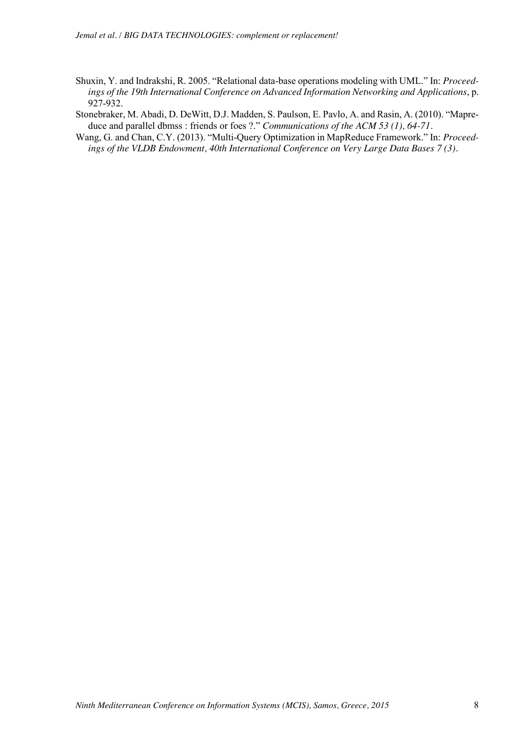Shuxin, Y. and Indrakshi, R. 2005. "Relational data-base operations modeling with UML." In: *Proceedings of the 19th International Conference on Advanced Information Networking and Applications*, p. 927-932.

Stonebraker, M. Abadi, D. DeWitt, D.J. Madden, S. Paulson, E. Pavlo, A. and Rasin, A. (2010). "Mapreduce and parallel dbmss : friends or foes ?." *Communications of the ACM 53 (1), 64-71*.

Wang, G. and Chan, C.Y. (2013). "Multi-Query Optimization in MapReduce Framework." In: *Proceedings of the VLDB Endowment, 40th International Conference on Very Large Data Bases 7 (3)*.